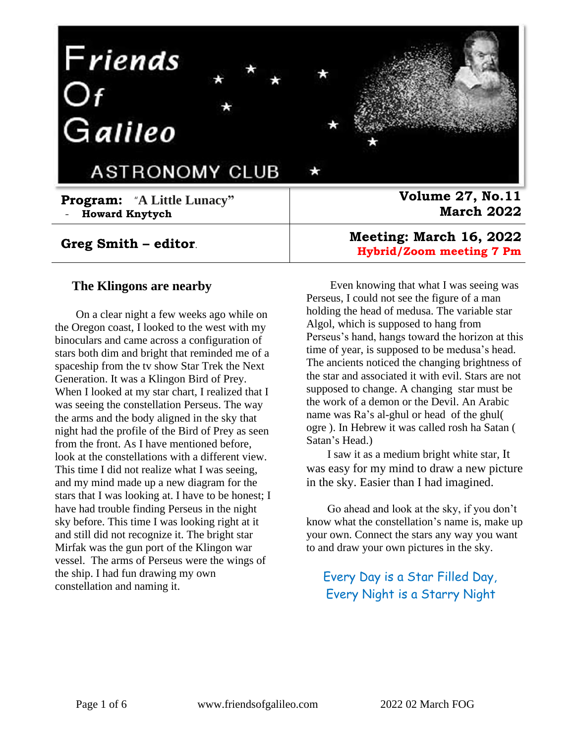# Friends Of Galileo

ASTRONOMY CLUB

| **Program:** "A Little Lunacy" - **Howard Knytych** | **Volume 27, No.11** **March 2022** |
| --- | --- |
| **Greg Smith – editor**. | **Meeting: March 16, 2022** **Hybrid/Zoom meeting 7 Pm** |

## The Klingons are nearby

On a clear night a few weeks ago while on the Oregon coast, I looked to the west with my binoculars and came across a configuration of stars both dim and bright that reminded me of a spaceship from the tv show Star Trek the Next Generation. It was a Klingon Bird of Prey. When I looked at my star chart, I realized that I was seeing the constellation Perseus. The way the arms and the body aligned in the sky that night had the profile of the Bird of Prey as seen from the front. As I have mentioned before, look at the constellations with a different view. This time I did not realize what I was seeing, and my mind made up a new diagram for the stars that I was looking at. I have to be honest; I have had trouble finding Perseus in the night sky before. This time I was looking right at it and still did not recognize it. The bright star Mirfak was the gun port of the Klingon war vessel. The arms of Perseus were the wings of the ship. I had fun drawing my own constellation and naming it.

Even knowing that what I was seeing was Perseus, I could not see the figure of a man holding the head of medusa. The variable star Algol, which is supposed to hang from Perseus's hand, hangs toward the horizon at this time of year, is supposed to be medusa's head. The ancients noticed the changing brightness of the star and associated it with evil. Stars are not supposed to change. A changing star must be the work of a demon or the Devil. An Arabic name was Ra's al-ghul or head of the ghul( ogre ). In Hebrew it was called rosh ha Satan ( Satan's Head.)

I saw it as a medium bright white star, It was easy for my mind to draw a new picture in the sky. Easier than I had imagined.

Go ahead and look at the sky, if you don't know what the constellation's name is, make up your own. Connect the stars any way you want to and draw your own pictures in the sky.

Every Day is a Star Filled Day,
Every Night is a Starry Night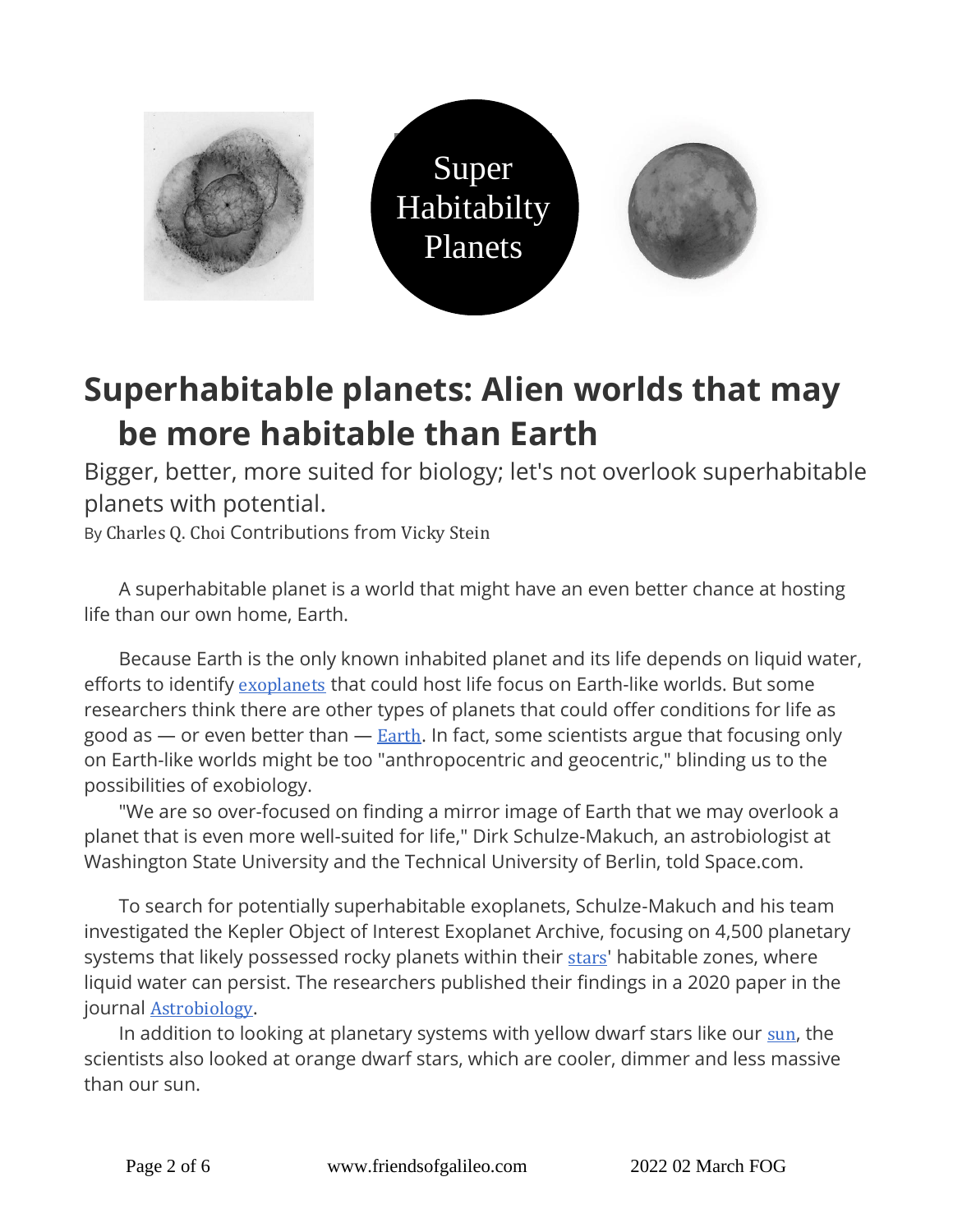Super Habitabilty Planets

# Superhabitable planets: Alien worlds that may be more habitable than Earth

Bigger, better, more suited for biology; let's not overlook superhabitable planets with potential.

By Charles Q. Choi Contributions from Vicky Stein

A superhabitable planet is a world that might have an even better chance at hosting life than our own home, Earth.

Because Earth is the only known inhabited planet and its life depends on liquid water, efforts to identify exoplanets that could host life focus on Earth-like worlds. But some researchers think there are other types of planets that could offer conditions for life as good as — or even better than — Earth. In fact, some scientists argue that focusing only on Earth-like worlds might be too "anthropocentric and geocentric," blinding us to the possibilities of exobiology.

"We are so over-focused on finding a mirror image of Earth that we may overlook a planet that is even more well-suited for life," Dirk Schulze-Makuch, an astrobiologist at Washington State University and the Technical University of Berlin, told Space.com.

To search for potentially superhabitable exoplanets, Schulze-Makuch and his team investigated the Kepler Object of Interest Exoplanet Archive, focusing on 4,500 planetary systems that likely possessed rocky planets within their stars' habitable zones, where liquid water can persist. The researchers published their findings in a 2020 paper in the journal Astrobiology.

In addition to looking at planetary systems with yellow dwarf stars like our sun, the scientists also looked at orange dwarf stars, which are cooler, dimmer and less massive than our sun.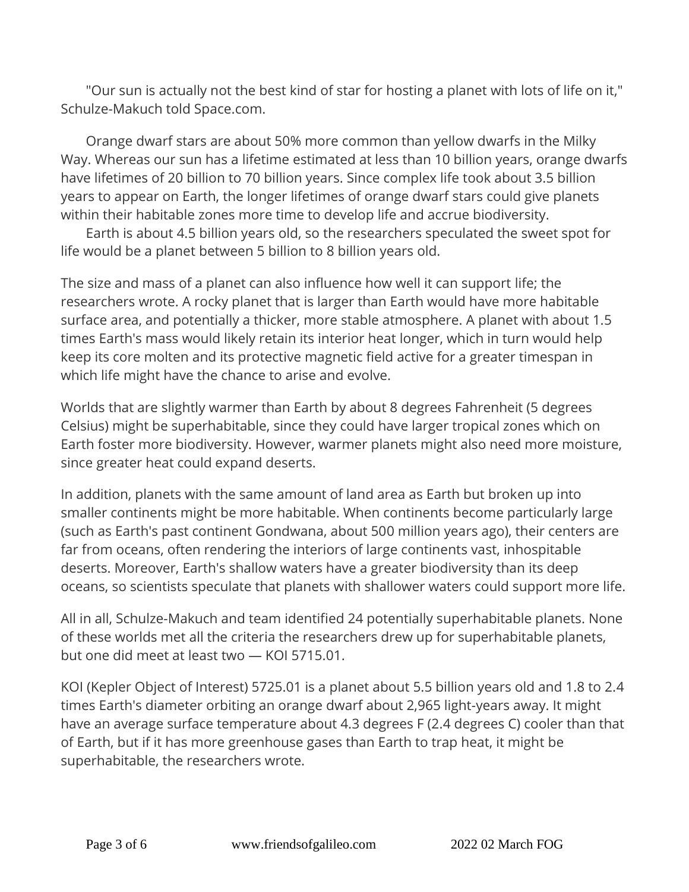"Our sun is actually not the best kind of star for hosting a planet with lots of life on it," Schulze-Makuch told Space.com.

Orange dwarf stars are about 50% more common than yellow dwarfs in the Milky Way. Whereas our sun has a lifetime estimated at less than 10 billion years, orange dwarfs have lifetimes of 20 billion to 70 billion years. Since complex life took about 3.5 billion years to appear on Earth, the longer lifetimes of orange dwarf stars could give planets within their habitable zones more time to develop life and accrue biodiversity.

Earth is about 4.5 billion years old, so the researchers speculated the sweet spot for life would be a planet between 5 billion to 8 billion years old.

The size and mass of a planet can also influence how well it can support life; the researchers wrote. A rocky planet that is larger than Earth would have more habitable surface area, and potentially a thicker, more stable atmosphere. A planet with about 1.5 times Earth's mass would likely retain its interior heat longer, which in turn would help keep its core molten and its protective magnetic field active for a greater timespan in which life might have the chance to arise and evolve.

Worlds that are slightly warmer than Earth by about 8 degrees Fahrenheit (5 degrees Celsius) might be superhabitable, since they could have larger tropical zones which on Earth foster more biodiversity. However, warmer planets might also need more moisture, since greater heat could expand deserts.

In addition, planets with the same amount of land area as Earth but broken up into smaller continents might be more habitable. When continents become particularly large (such as Earth's past continent Gondwana, about 500 million years ago), their centers are far from oceans, often rendering the interiors of large continents vast, inhospitable deserts. Moreover, Earth's shallow waters have a greater biodiversity than its deep oceans, so scientists speculate that planets with shallower waters could support more life.

All in all, Schulze-Makuch and team identified 24 potentially superhabitable planets. None of these worlds met all the criteria the researchers drew up for superhabitable planets, but one did meet at least two — KOI 5715.01.

KOI (Kepler Object of Interest) 5725.01 is a planet about 5.5 billion years old and 1.8 to 2.4 times Earth's diameter orbiting an orange dwarf about 2,965 light-years away. It might have an average surface temperature about 4.3 degrees F (2.4 degrees C) cooler than that of Earth, but if it has more greenhouse gases than Earth to trap heat, it might be superhabitable, the researchers wrote.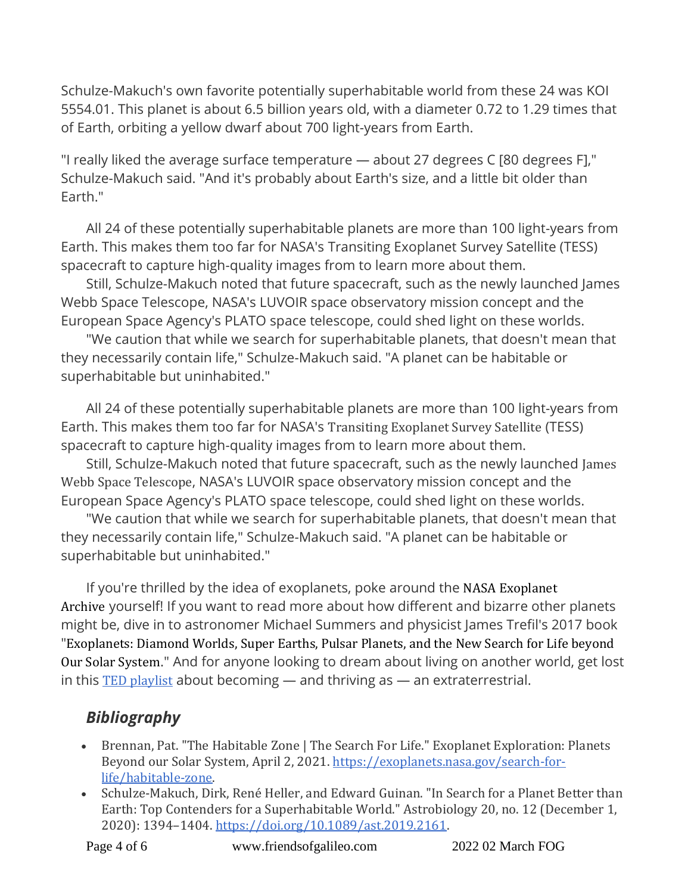Schulze-Makuch's own favorite potentially superhabitable world from these 24 was KOI 5554.01. This planet is about 6.5 billion years old, with a diameter 0.72 to 1.29 times that of Earth, orbiting a yellow dwarf about 700 light-years from Earth.

"I really liked the average surface temperature — about 27 degrees C [80 degrees F]," Schulze-Makuch said. "And it's probably about Earth's size, and a little bit older than Earth."

All 24 of these potentially superhabitable planets are more than 100 light-years from Earth. This makes them too far for NASA's Transiting Exoplanet Survey Satellite (TESS) spacecraft to capture high-quality images from to learn more about them.

Still, Schulze-Makuch noted that future spacecraft, such as the newly launched James Webb Space Telescope, NASA's LUVOIR space observatory mission concept and the European Space Agency's PLATO space telescope, could shed light on these worlds.

"We caution that while we search for superhabitable planets, that doesn't mean that they necessarily contain life," Schulze-Makuch said. "A planet can be habitable or superhabitable but uninhabited."

All 24 of these potentially superhabitable planets are more than 100 light-years from Earth. This makes them too far for NASA's Transiting Exoplanet Survey Satellite (TESS) spacecraft to capture high-quality images from to learn more about them.

Still, Schulze-Makuch noted that future spacecraft, such as the newly launched James Webb Space Telescope, NASA's LUVOIR space observatory mission concept and the European Space Agency's PLATO space telescope, could shed light on these worlds.

"We caution that while we search for superhabitable planets, that doesn't mean that they necessarily contain life," Schulze-Makuch said. "A planet can be habitable or superhabitable but uninhabited."

If you're thrilled by the idea of exoplanets, poke around the NASA Exoplanet Archive yourself! If you want to read more about how different and bizarre other planets might be, dive in to astronomer Michael Summers and physicist James Trefil's 2017 book "Exoplanets: Diamond Worlds, Super Earths, Pulsar Planets, and the New Search for Life beyond Our Solar System." And for anyone looking to dream about living on another world, get lost in this [TED playlist](TED playlist) about becoming — and thriving as — an extraterrestrial.

## *Bibliography*

- Brennan, Pat. "The Habitable Zone | The Search For Life." Exoplanet Exploration: Planets Beyond our Solar System, April 2, 2021. https://exoplanets.nasa.gov/search-for-life/habitable-zone.
- Schulze-Makuch, Dirk, René Heller, and Edward Guinan. "In Search for a Planet Better than Earth: Top Contenders for a Superhabitable World." Astrobiology 20, no. 12 (December 1, 2020): 1394–1404. https://doi.org/10.1089/ast.2019.2161.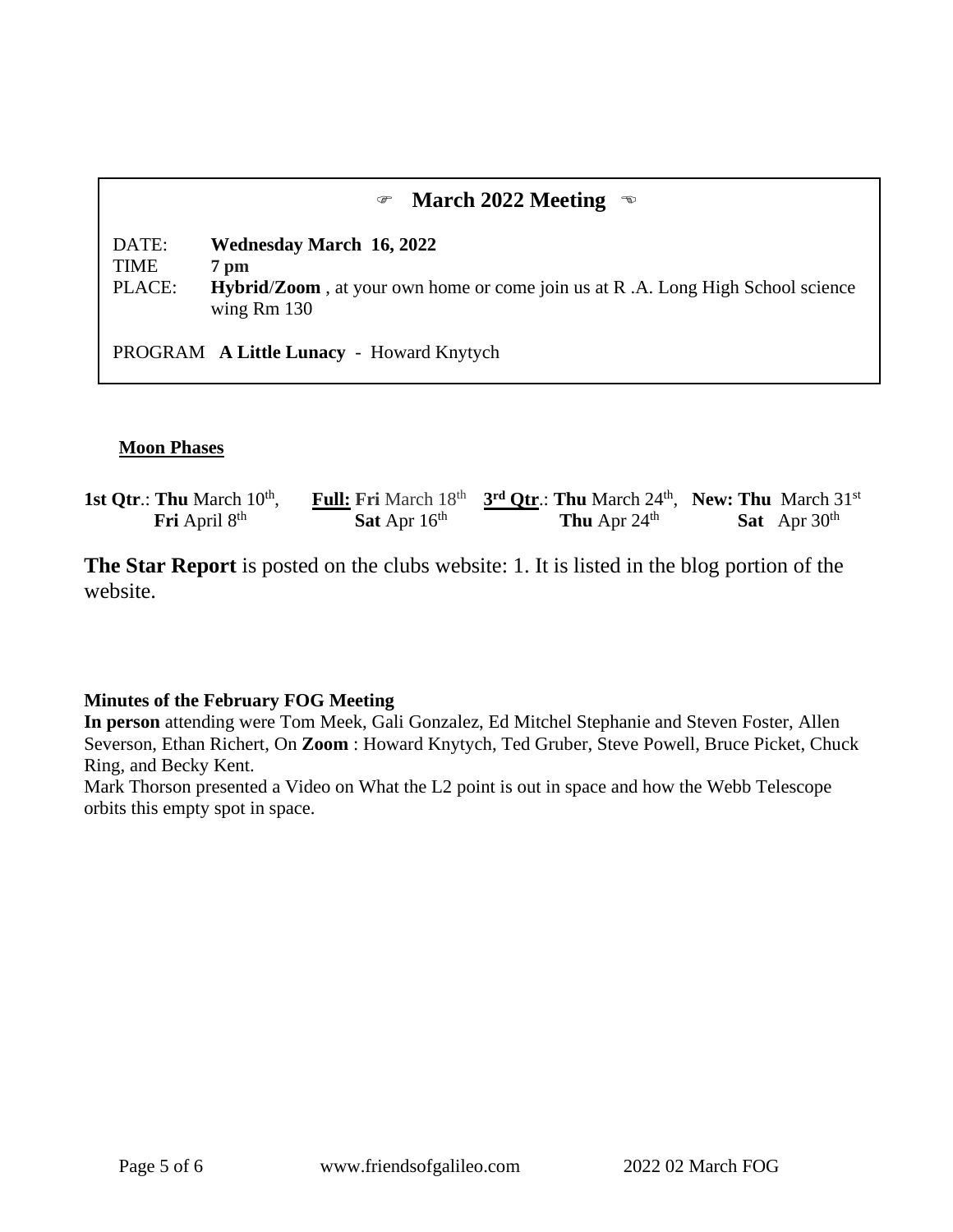## ☞ March 2022 Meeting ☜

DATE: **Wednesday March 16, 2022**
TIME **7 pm**
PLACE: **Hybrid**/**Zoom** , at your own home or come join us at R .A. Long High School science wing Rm 130

PROGRAM **A Little Lunacy** - Howard Knytych

**Moon Phases**

| 1st Qtr. | Full: | 3rd Qtr. | New: |
|---|---|---|---|
| **Thu** March 10th, | **Fri** March 18th | **Thu** March 24th, | **Thu** March 31st |
| **Fri** April 8th | **Sat** Apr 16th | **Thu** Apr 24th | **Sat** Apr 30th |

**The Star Report** is posted on the clubs website: 1. It is listed in the blog portion of the website.

**Minutes of the February FOG Meeting**

**In person** attending were Tom Meek, Gali Gonzalez, Ed Mitchel Stephanie and Steven Foster, Allen Severson, Ethan Richert, On **Zoom** : Howard Knytych, Ted Gruber, Steve Powell, Bruce Picket, Chuck Ring, and Becky Kent.

Mark Thorson presented a Video on What the L2 point is out in space and how the Webb Telescope orbits this empty spot in space.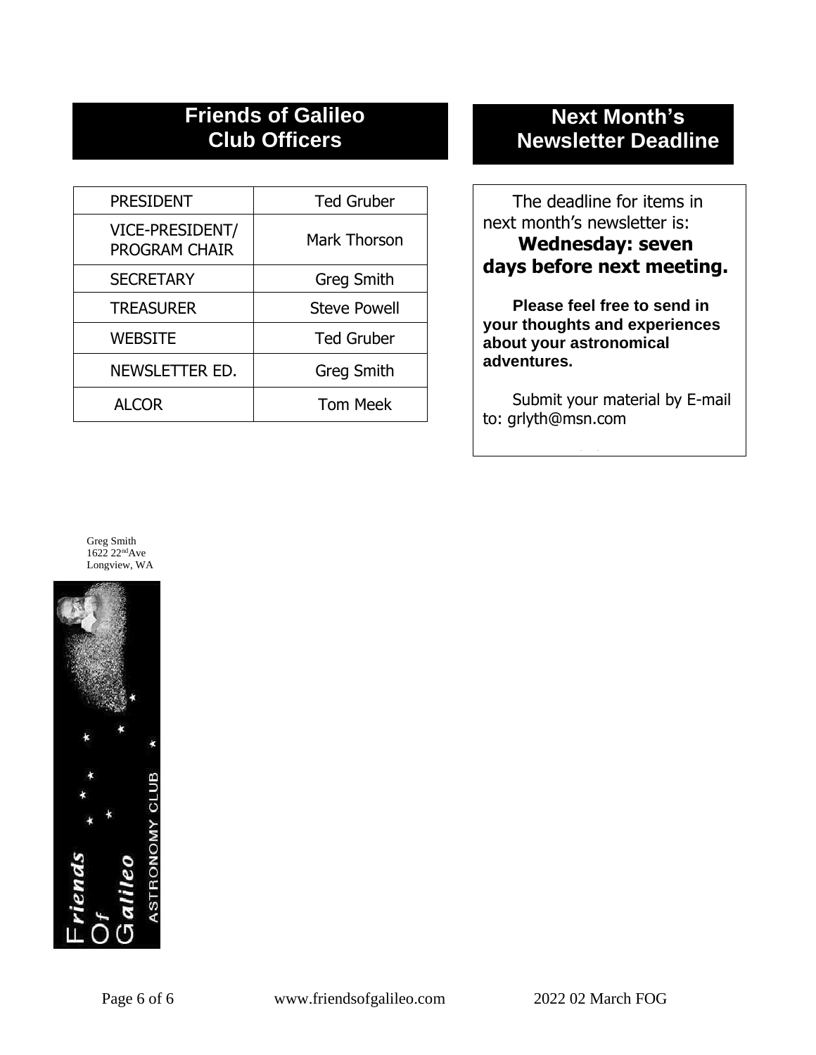## Friends of Galileo Club Officers

| | |
|---|---|
| PRESIDENT | Ted Gruber |
| VICE-PRESIDENT/ PROGRAM CHAIR | Mark Thorson |
| SECRETARY | Greg Smith |
| TREASURER | Steve Powell |
| WEBSITE | Ted Gruber |
| NEWSLETTER ED. | Greg Smith |
| ALCOR | Tom Meek |

## Next Month's Newsletter Deadline

The deadline for items in next month's newsletter is:

**Wednesday: seven days before next meeting.**

**Please feel free to send in your thoughts and experiences about your astronomical adventures.**

Submit your material by E-mail to: grlyth@msn.com

Greg Smith
1622 22nd Ave
Longview, WA

Friends Of Galileo ASTRONOMY CLUB